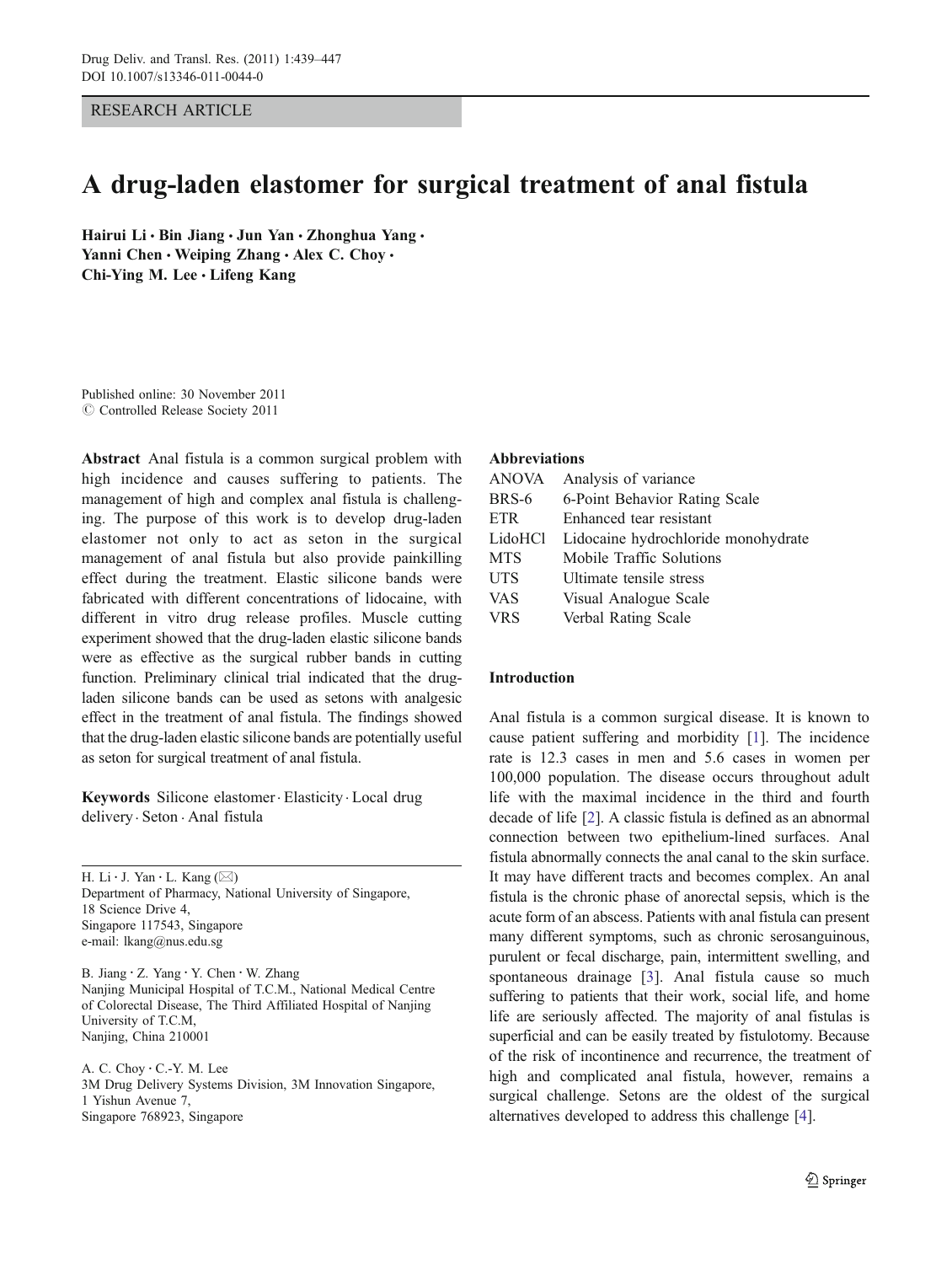RESEARCH ARTICLE

# A drug-laden elastomer for surgical treatment of anal fistula

**Hairui Li · Bin Jiang · Jun Yan · Zhonghua Yang · Yanni Chen · Weiping Zhang · Alex C. Choy · Chi-Ying M. Lee · Lifeng Kang**

Published online: 30 November 2011
© Controlled Release Society 2011

**Abstract** Anal fistula is a common surgical problem with high incidence and causes suffering to patients. The management of high and complex anal fistula is challenging. The purpose of this work is to develop drug-laden elastomer not only to act as seton in the surgical management of anal fistula but also provide painkilling effect during the treatment. Elastic silicone bands were fabricated with different concentrations of lidocaine, with different in vitro drug release profiles. Muscle cutting experiment showed that the drug-laden elastic silicone bands were as effective as the surgical rubber bands in cutting function. Preliminary clinical trial indicated that the drug-laden silicone bands can be used as setons with analgesic effect in the treatment of anal fistula. The findings showed that the drug-laden elastic silicone bands are potentially useful as seton for surgical treatment of anal fistula.

**Keywords** Silicone elastomer · Elasticity · Local drug delivery · Seton · Anal fistula

H. Li · J. Yan · L. Kang (✉)
Department of Pharmacy, National University of Singapore, 18 Science Drive 4, Singapore 117543, Singapore
e-mail: lkang@nus.edu.sg

B. Jiang · Z. Yang · Y. Chen · W. Zhang
Nanjing Municipal Hospital of T.C.M., National Medical Centre of Colorectal Disease, The Third Affiliated Hospital of Nanjing University of T.C.M, Nanjing, China 210001

A. C. Choy · C.-Y. M. Lee
3M Drug Delivery Systems Division, 3M Innovation Singapore, 1 Yishun Avenue 7, Singapore 768923, Singapore

**Abbreviations**

| | |
|---|---|
| ANOVA | Analysis of variance |
| BRS-6 | 6-Point Behavior Rating Scale |
| ETR | Enhanced tear resistant |
| LidoHCl | Lidocaine hydrochloride monohydrate |
| MTS | Mobile Traffic Solutions |
| UTS | Ultimate tensile stress |
| VAS | Visual Analogue Scale |
| VRS | Verbal Rating Scale |

## Introduction

Anal fistula is a common surgical disease. It is known to cause patient suffering and morbidity [1]. The incidence rate is 12.3 cases in men and 5.6 cases in women per 100,000 population. The disease occurs throughout adult life with the maximal incidence in the third and fourth decade of life [2]. A classic fistula is defined as an abnormal connection between two epithelium-lined surfaces. Anal fistula abnormally connects the anal canal to the skin surface. It may have different tracts and becomes complex. An anal fistula is the chronic phase of anorectal sepsis, which is the acute form of an abscess. Patients with anal fistula can present many different symptoms, such as chronic serosanguinous, purulent or fecal discharge, pain, intermittent swelling, and spontaneous drainage [3]. Anal fistula cause so much suffering to patients that their work, social life, and home life are seriously affected. The majority of anal fistulas is superficial and can be easily treated by fistulotomy. Because of the risk of incontinence and recurrence, the treatment of high and complicated anal fistula, however, remains a surgical challenge. Setons are the oldest of the surgical alternatives developed to address this challenge [4].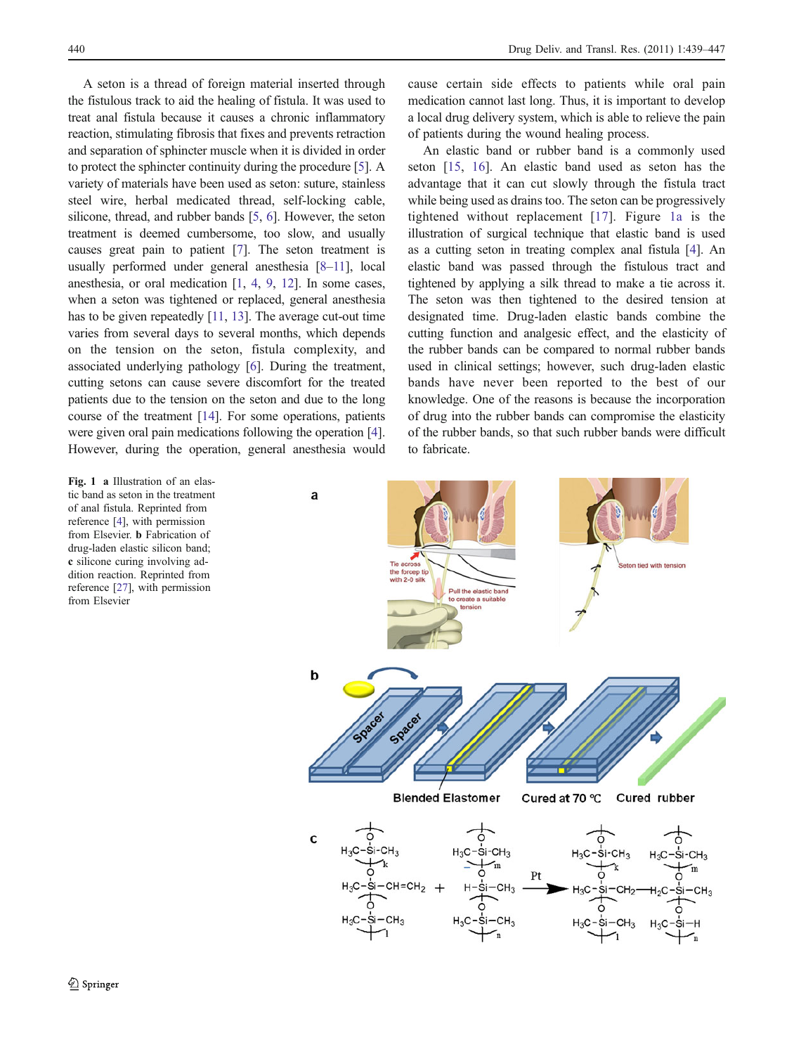A seton is a thread of foreign material inserted through the fistulous track to aid the healing of fistula. It was used to treat anal fistula because it causes a chronic inflammatory reaction, stimulating fibrosis that fixes and prevents retraction and separation of sphincter muscle when it is divided in order to protect the sphincter continuity during the procedure [5]. A variety of materials have been used as seton: suture, stainless steel wire, herbal medicated thread, self-locking cable, silicone, thread, and rubber bands [5, 6]. However, the seton treatment is deemed cumbersome, too slow, and usually causes great pain to patient [7]. The seton treatment is usually performed under general anesthesia [8–11], local anesthesia, or oral medication [1, 4, 9, 12]. In some cases, when a seton was tightened or replaced, general anesthesia has to be given repeatedly [11, 13]. The average cut-out time varies from several days to several months, which depends on the tension on the seton, fistula complexity, and associated underlying pathology [6]. During the treatment, cutting setons can cause severe discomfort for the treated patients due to the tension on the seton and due to the long course of the treatment [14]. For some operations, patients were given oral pain medications following the operation [4]. However, during the operation, general anesthesia would cause certain side effects to patients while oral pain medication cannot last long. Thus, it is important to develop a local drug delivery system, which is able to relieve the pain of patients during the wound healing process.

An elastic band or rubber band is a commonly used seton [15, 16]. An elastic band used as seton has the advantage that it can cut slowly through the fistula tract while being used as drains too. The seton can be progressively tightened without replacement [17]. Figure 1a is the illustration of surgical technique that elastic band is used as a cutting seton in treating complex anal fistula [4]. An elastic band was passed through the fistulous tract and tightened by applying a silk thread to make a tie across it. The seton was then tightened to the desired tension at designated time. Drug-laden elastic bands combine the cutting function and analgesic effect, and the elasticity of the rubber bands can be compared to normal rubber bands used in clinical settings; however, such drug-laden elastic bands have never been reported to the best of our knowledge. One of the reasons is because the incorporation of drug into the rubber bands can compromise the elasticity of the rubber bands, so that such rubber bands were difficult to fabricate.

**Fig. 1** **a** Illustration of an elastic band as seton in the treatment of anal fistula. Reprinted from reference [4], with permission from Elsevier. **b** Fabrication of drug-laden elastic silicon band; **c** silicone curing involving addition reaction. Reprinted from reference [27], with permission from Elsevier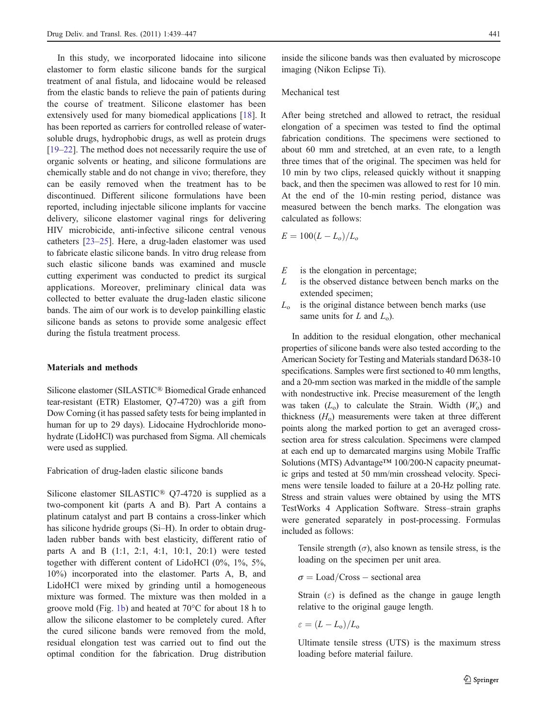In this study, we incorporated lidocaine into silicone elastomer to form elastic silicone bands for the surgical treatment of anal fistula, and lidocaine would be released from the elastic bands to relieve the pain of patients during the course of treatment. Silicone elastomer has been extensively used for many biomedical applications [18]. It has been reported as carriers for controlled release of water-soluble drugs, hydrophobic drugs, as well as protein drugs [19–22]. The method does not necessarily require the use of organic solvents or heating, and silicone formulations are chemically stable and do not change in vivo; therefore, they can be easily removed when the treatment has to be discontinued. Different silicone formulations have been reported, including injectable silicone implants for vaccine delivery, silicone elastomer vaginal rings for delivering HIV microbicide, anti-infective silicone central venous catheters [23–25]. Here, a drug-laden elastomer was used to fabricate elastic silicone bands. In vitro drug release from such elastic silicone bands was examined and muscle cutting experiment was conducted to predict its surgical applications. Moreover, preliminary clinical data was collected to better evaluate the drug-laden elastic silicone bands. The aim of our work is to develop painkilling elastic silicone bands as setons to provide some analgesic effect during the fistula treatment process.

## Materials and methods

Silicone elastomer (SILASTIC® Biomedical Grade enhanced tear-resistant (ETR) Elastomer, Q7-4720) was a gift from Dow Corning (it has passed safety tests for being implanted in human for up to 29 days). Lidocaine Hydrochloride monohydrate (LidoHCl) was purchased from Sigma. All chemicals were used as supplied.

### Fabrication of drug-laden elastic silicone bands

Silicone elastomer SILASTIC® Q7-4720 is supplied as a two-component kit (parts A and B). Part A contains a platinum catalyst and part B contains a cross-linker which has silicone hydride groups (Si–H). In order to obtain drug-laden rubber bands with best elasticity, different ratio of parts A and B (1:1, 2:1, 4:1, 10:1, 20:1) were tested together with different content of LidoHCl (0%, 1%, 5%, 10%) incorporated into the elastomer. Parts A, B, and LidoHCl were mixed by grinding until a homogeneous mixture was formed. The mixture was then molded in a groove mold (Fig. 1b) and heated at 70°C for about 18 h to allow the silicone elastomer to be completely cured. After the cured silicone bands were removed from the mold, residual elongation test was carried out to find out the optimal condition for the fabrication. Drug distribution inside the silicone bands was then evaluated by microscope imaging (Nikon Eclipse Ti).

### Mechanical test

After being stretched and allowed to retract, the residual elongation of a specimen was tested to find the optimal fabrication conditions. The specimens were sectioned to about 60 mm and stretched, at an even rate, to a length three times that of the original. The specimen was held for 10 min by two clips, released quickly without it snapping back, and then the specimen was allowed to rest for 10 min. At the end of the 10-min resting period, distance was measured between the bench marks. The elongation was calculated as follows:

$$E = 100(L - L_o)/L_o$$

- $E$ is the elongation in percentage;
- $L$ is the observed distance between bench marks on the extended specimen;
- $L_o$ is the original distance between bench marks (use same units for $L$ and $L_o$).

In addition to the residual elongation, other mechanical properties of silicone bands were also tested according to the American Society for Testing and Materials standard D638-10 specifications. Samples were first sectioned to 40 mm lengths, and a 20-mm section was marked in the middle of the sample with nondestructive ink. Precise measurement of the length was taken ($L_o$) to calculate the Strain. Width ($W_o$) and thickness ($H_o$) measurements were taken at three different points along the marked portion to get an averaged cross-section area for stress calculation. Specimens were clamped at each end up to demarcated margins using Mobile Traffic Solutions (MTS) Advantage™ 100/200-N capacity pneumatic grips and tested at 50 mm/min crosshead velocity. Specimens were tensile loaded to failure at a 20-Hz polling rate. Stress and strain values were obtained by using the MTS TestWorks 4 Application Software. Stress–strain graphs were generated separately in post-processing. Formulas included as follows:

Tensile strength ($\sigma$), also known as tensile stress, is the loading on the specimen per unit area.

$$\sigma = \text{Load}/\text{Cross} - \text{sectional area}$$

Strain ($\varepsilon$) is defined as the change in gauge length relative to the original gauge length.

$$\varepsilon = (L - L_o)/L_o$$

Ultimate tensile stress (UTS) is the maximum stress loading before material failure.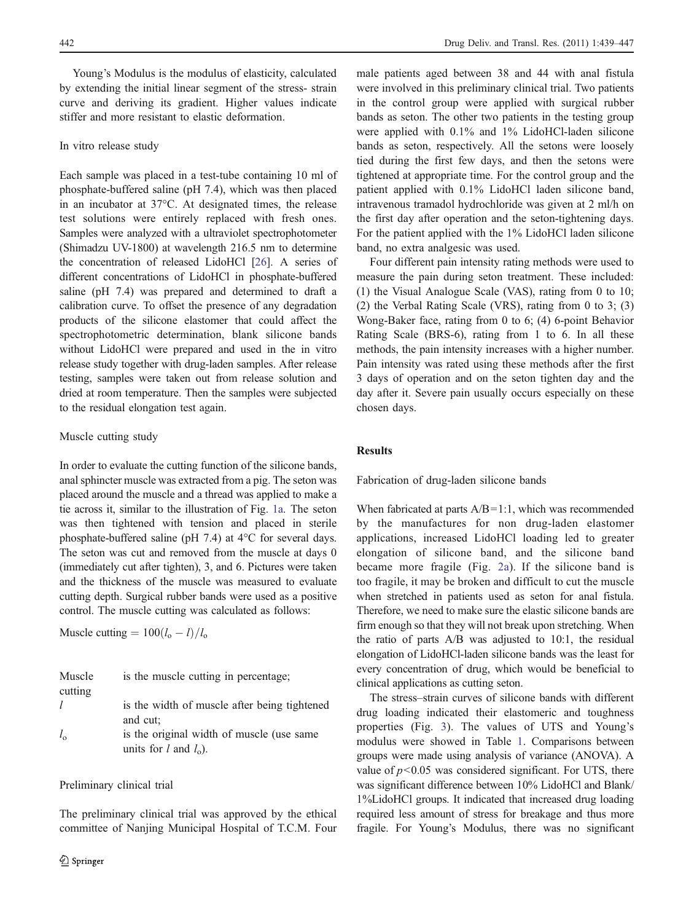Young's Modulus is the modulus of elasticity, calculated by extending the initial linear segment of the stress- strain curve and deriving its gradient. Higher values indicate stiffer and more resistant to elastic deformation.

### In vitro release study

Each sample was placed in a test-tube containing 10 ml of phosphate-buffered saline (pH 7.4), which was then placed in an incubator at 37°C. At designated times, the release test solutions were entirely replaced with fresh ones. Samples were analyzed with a ultraviolet spectrophotometer (Shimadzu UV-1800) at wavelength 216.5 nm to determine the concentration of released LidoHCl [26]. A series of different concentrations of LidoHCl in phosphate-buffered saline (pH 7.4) was prepared and determined to draft a calibration curve. To offset the presence of any degradation products of the silicone elastomer that could affect the spectrophotometric determination, blank silicone bands without LidoHCl were prepared and used in the in vitro release study together with drug-laden samples. After release testing, samples were taken out from release solution and dried at room temperature. Then the samples were subjected to the residual elongation test again.

### Muscle cutting study

In order to evaluate the cutting function of the silicone bands, anal sphincter muscle was extracted from a pig. The seton was placed around the muscle and a thread was applied to make a tie across it, similar to the illustration of Fig. 1a. The seton was then tightened with tension and placed in sterile phosphate-buffered saline (pH 7.4) at 4°C for several days. The seton was cut and removed from the muscle at days 0 (immediately cut after tighten), 3, and 6. Pictures were taken and the thickness of the muscle was measured to evaluate cutting depth. Surgical rubber bands were used as a positive control. The muscle cutting was calculated as follows:

$$\text{Muscle cutting} = 100(l_o - l)/l_o$$

| | |
|---|---|
| Muscle cutting | is the muscle cutting in percentage; |
| $l$ | is the width of muscle after being tightened and cut; |
| $l_o$ | is the original width of muscle (use same units for $l$ and $l_o$). |

### Preliminary clinical trial

The preliminary clinical trial was approved by the ethical committee of Nanjing Municipal Hospital of T.C.M. Four male patients aged between 38 and 44 with anal fistula were involved in this preliminary clinical trial. Two patients in the control group were applied with surgical rubber bands as seton. The other two patients in the testing group were applied with 0.1% and 1% LidoHCl-laden silicone bands as seton, respectively. All the setons were loosely tied during the first few days, and then the setons were tightened at appropriate time. For the control group and the patient applied with 0.1% LidoHCl laden silicone band, intravenous tramadol hydrochloride was given at 2 ml/h on the first day after operation and the seton-tightening days. For the patient applied with the 1% LidoHCl laden silicone band, no extra analgesic was used.

Four different pain intensity rating methods were used to measure the pain during seton treatment. These included: (1) the Visual Analogue Scale (VAS), rating from 0 to 10; (2) the Verbal Rating Scale (VRS), rating from 0 to 3; (3) Wong-Baker face, rating from 0 to 6; (4) 6-point Behavior Rating Scale (BRS-6), rating from 1 to 6. In all these methods, the pain intensity increases with a higher number. Pain intensity was rated using these methods after the first 3 days of operation and on the seton tighten day and the day after it. Severe pain usually occurs especially on these chosen days.

## Results

### Fabrication of drug-laden silicone bands

When fabricated at parts A/B=1:1, which was recommended by the manufactures for non drug-laden elastomer applications, increased LidoHCl loading led to greater elongation of silicone band, and the silicone band became more fragile (Fig. 2a). If the silicone band is too fragile, it may be broken and difficult to cut the muscle when stretched in patients used as seton for anal fistula. Therefore, we need to make sure the elastic silicone bands are firm enough so that they will not break upon stretching. When the ratio of parts A/B was adjusted to 10:1, the residual elongation of LidoHCl-laden silicone bands was the least for every concentration of drug, which would be beneficial to clinical applications as cutting seton.

The stress–strain curves of silicone bands with different drug loading indicated their elastomeric and toughness properties (Fig. 3). The values of UTS and Young's modulus were showed in Table 1. Comparisons between groups were made using analysis of variance (ANOVA). A value of $p<0.05$ was considered significant. For UTS, there was significant difference between 10% LidoHCl and Blank/1%LidoHCl groups. It indicated that increased drug loading required less amount of stress for breakage and thus more fragile. For Young's Modulus, there was no significant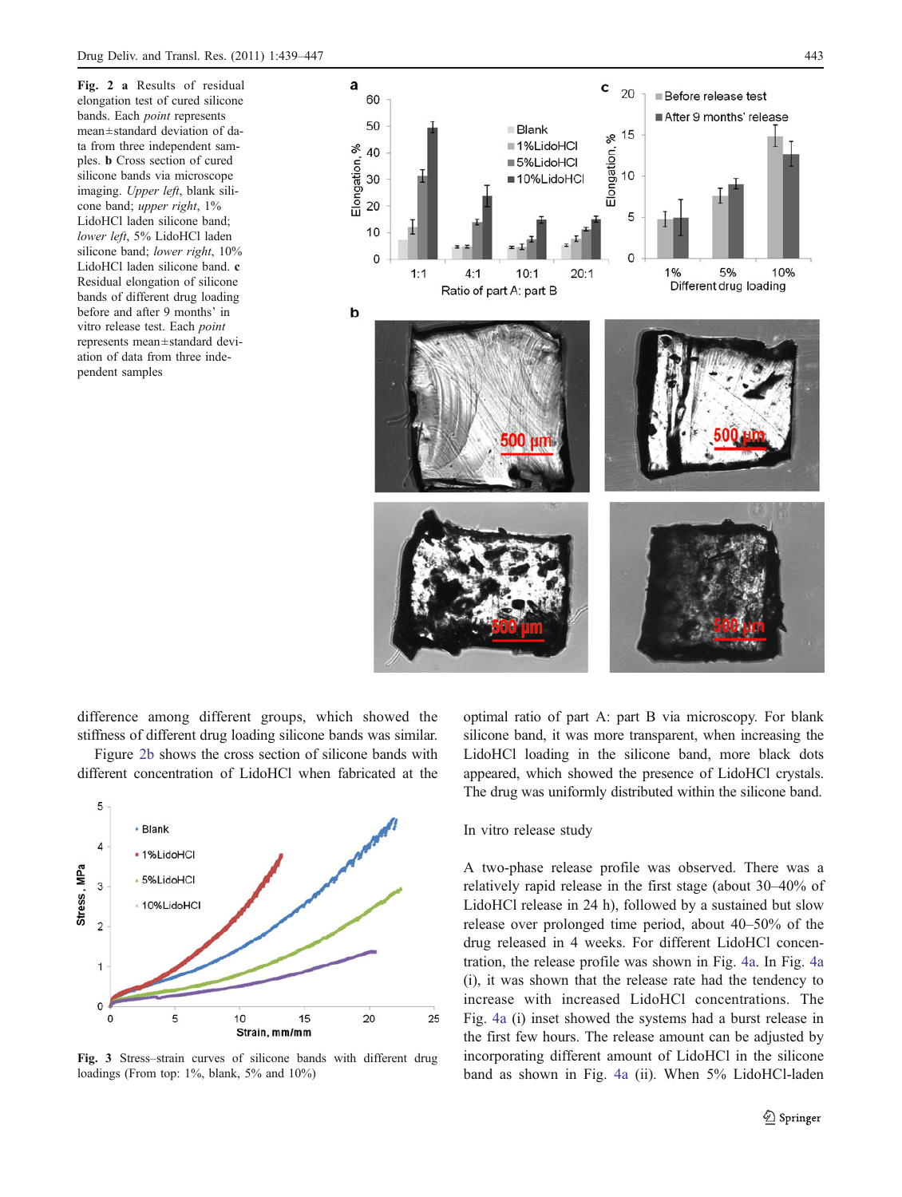**Fig. 2** **a** Results of residual elongation test of cured silicone bands. Each *point* represents mean±standard deviation of data from three independent samples. **b** Cross section of cured silicone bands via microscope imaging. *Upper left*, blank silicone band; *upper right*, 1% LidoHCl laden silicone band; *lower left*, 5% LidoHCl laden silicone band; *lower right*, 10% LidoHCl laden silicone band. **c** Residual elongation of silicone bands of different drug loading before and after 9 months' in vitro release test. Each *point* represents mean±standard deviation of data from three independent samples

difference among different groups, which showed the stiffness of different drug loading silicone bands was similar.

Figure 2b shows the cross section of silicone bands with different concentration of LidoHCl when fabricated at the optimal ratio of part A: part B via microscopy. For blank silicone band, it was more transparent, when increasing the LidoHCl loading in the silicone band, more black dots appeared, which showed the presence of LidoHCl crystals. The drug was uniformly distributed within the silicone band.

**Fig. 3** Stress–strain curves of silicone bands with different drug loadings (From top: 1%, blank, 5% and 10%)

## In vitro release study

A two-phase release profile was observed. There was a relatively rapid release in the first stage (about 30–40% of LidoHCl release in 24 h), followed by a sustained but slow release over prolonged time period, about 40–50% of the drug released in 4 weeks. For different LidoHCl concentration, the release profile was shown in Fig. 4a. In Fig. 4a (i), it was shown that the release rate had the tendency to increase with increased LidoHCl concentrations. The Fig. 4a (i) inset showed the systems had a burst release in the first few hours. The release amount can be adjusted by incorporating different amount of LidoHCl in the silicone band as shown in Fig. 4a (ii). When 5% LidoHCl-laden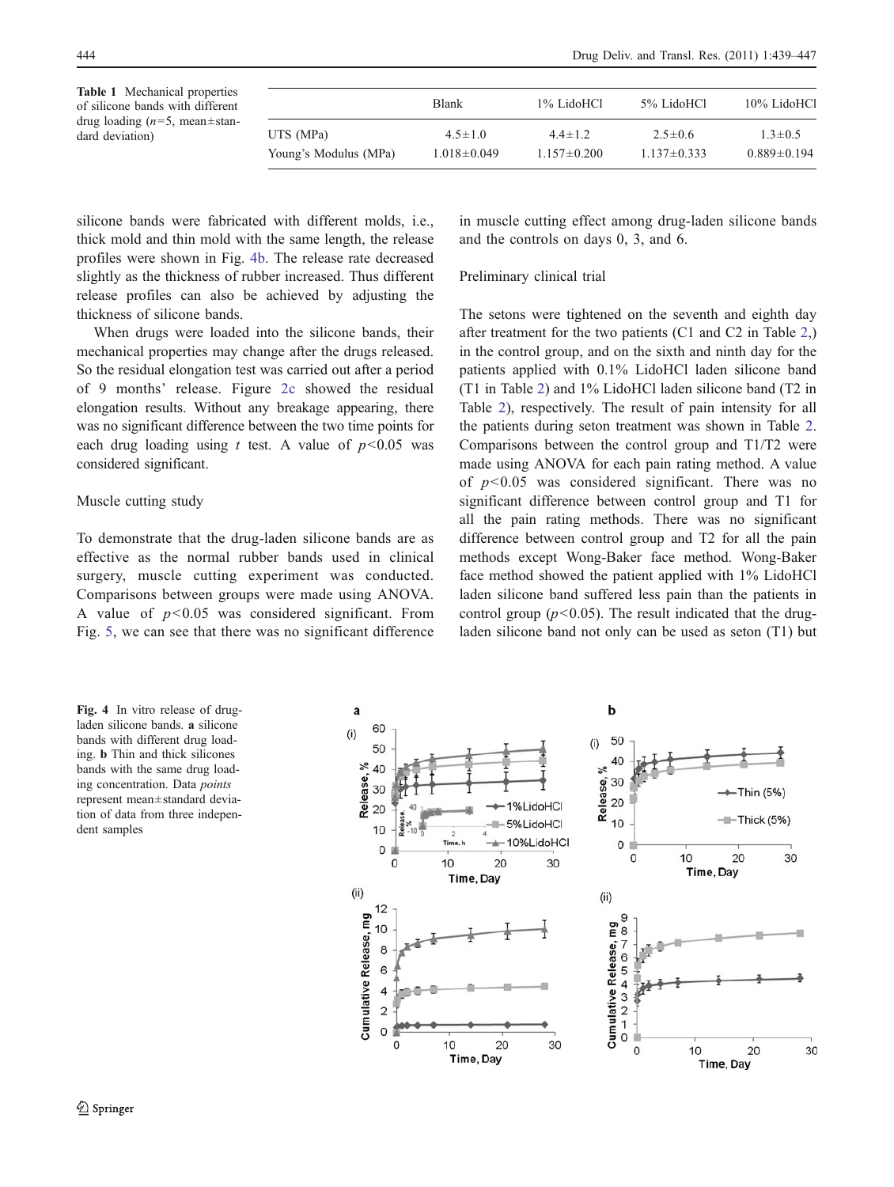**Table 1** Mechanical properties of silicone bands with different drug loading ($n$=5, mean±standard deviation)

| | Blank | 1% LidoHCl | 5% LidoHCl | 10% LidoHCl |
|---|---|---|---|---|
| UTS (MPa) | 4.5±1.0 | 4.4±1.2 | 2.5±0.6 | 1.3±0.5 |
| Young's Modulus (MPa) | 1.018±0.049 | 1.157±0.200 | 1.137±0.333 | 0.889±0.194 |

silicone bands were fabricated with different molds, i.e., thick mold and thin mold with the same length, the release profiles were shown in Fig. 4b. The release rate decreased slightly as the thickness of rubber increased. Thus different release profiles can also be achieved by adjusting the thickness of silicone bands.

When drugs were loaded into the silicone bands, their mechanical properties may change after the drugs released. So the residual elongation test was carried out after a period of 9 months' release. Figure 2c showed the residual elongation results. Without any breakage appearing, there was no significant difference between the two time points for each drug loading using $t$ test. A value of $p<0.05$ was considered significant.

### Muscle cutting study

To demonstrate that the drug-laden silicone bands are as effective as the normal rubber bands used in clinical surgery, muscle cutting experiment was conducted. Comparisons between groups were made using ANOVA. A value of $p<0.05$ was considered significant. From Fig. 5, we can see that there was no significant difference in muscle cutting effect among drug-laden silicone bands and the controls on days 0, 3, and 6.

### Preliminary clinical trial

The setons were tightened on the seventh and eighth day after treatment for the two patients (C1 and C2 in Table 2,) in the control group, and on the sixth and ninth day for the patients applied with 0.1% LidoHCl laden silicone band (T1 in Table 2) and 1% LidoHCl laden silicone band (T2 in Table 2), respectively. The result of pain intensity for all the patients during seton treatment was shown in Table 2. Comparisons between the control group and T1/T2 were made using ANOVA for each pain rating method. A value of $p<0.05$ was considered significant. There was no significant difference between control group and T1 for all the pain rating methods. There was no significant difference between control group and T2 for all the pain methods except Wong-Baker face method. Wong-Baker face method showed the patient applied with 1% LidoHCl laden silicone band suffered less pain than the patients in control group ($p<0.05$). The result indicated that the drug-laden silicone band not only can be used as seton (T1) but

**Fig. 4** In vitro release of drug-laden silicone bands. **a** silicone bands with different drug loading. **b** Thin and thick silicones bands with the same drug loading concentration. Data *points* represent mean±standard deviation of data from three independent samples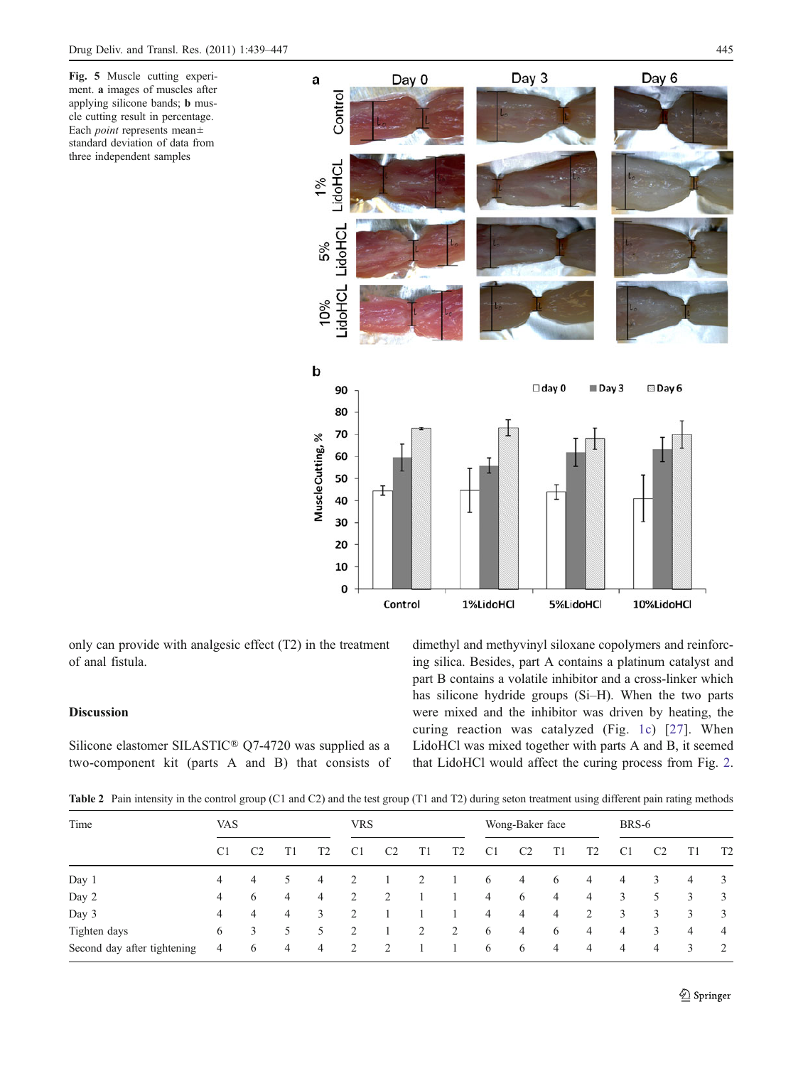**Fig. 5** Muscle cutting experiment. **a** images of muscles after applying silicone bands; **b** muscle cutting result in percentage. Each *point* represents mean± standard deviation of data from three independent samples

only can provide with analgesic effect (T2) in the treatment of anal fistula.

## Discussion

Silicone elastomer SILASTIC® Q7-4720 was supplied as a two-component kit (parts A and B) that consists of dimethyl and methyvinyl siloxane copolymers and reinforcing silica. Besides, part A contains a platinum catalyst and part B contains a volatile inhibitor and a cross-linker which has silicone hydride groups (Si–H). When the two parts were mixed and the inhibitor was driven by heating, the curing reaction was catalyzed (Fig. 1c) [27]. When LidoHCl was mixed together with parts A and B, it seemed that LidoHCl would affect the curing process from Fig. 2.

**Table 2** Pain intensity in the control group (C1 and C2) and the test group (T1 and T2) during seton treatment using different pain rating methods

| Time | VAS | | | | VRS | | | | Wong-Baker face | | | | BRS-6 | | | |
|---|---|---|---|---|---|---|---|---|---|---|---|---|---|---|---|---|
| | C1 | C2 | T1 | T2 | C1 | C2 | T1 | T2 | C1 | C2 | T1 | T2 | C1 | C2 | T1 | T2 |
| Day 1 | 4 | 4 | 5 | 4 | 2 | 1 | 2 | 1 | 6 | 4 | 6 | 4 | 4 | 3 | 4 | 3 |
| Day 2 | 4 | 6 | 4 | 4 | 2 | 2 | 1 | 1 | 4 | 6 | 4 | 4 | 3 | 5 | 3 | 3 |
| Day 3 | 4 | 4 | 4 | 3 | 2 | 1 | 1 | 1 | 4 | 4 | 4 | 2 | 3 | 3 | 3 | 3 |
| Tighten days | 6 | 3 | 5 | 5 | 2 | 1 | 2 | 2 | 6 | 4 | 6 | 4 | 4 | 3 | 4 | 4 |
| Second day after tightening | 4 | 6 | 4 | 4 | 2 | 2 | 1 | 1 | 6 | 6 | 4 | 4 | 4 | 4 | 3 | 2 |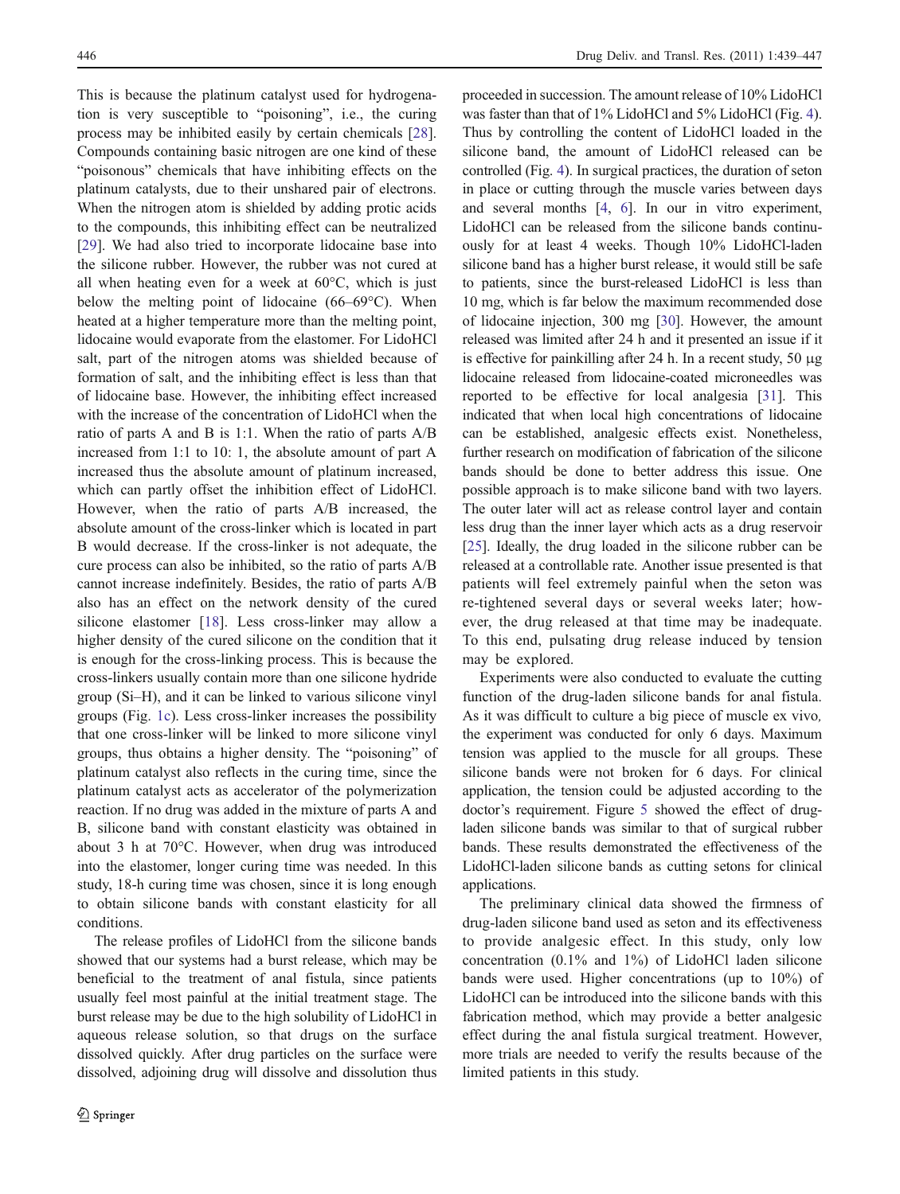This is because the platinum catalyst used for hydrogenation is very susceptible to "poisoning", i.e., the curing process may be inhibited easily by certain chemicals [28]. Compounds containing basic nitrogen are one kind of these "poisonous" chemicals that have inhibiting effects on the platinum catalysts, due to their unshared pair of electrons. When the nitrogen atom is shielded by adding protic acids to the compounds, this inhibiting effect can be neutralized [29]. We had also tried to incorporate lidocaine base into the silicone rubber. However, the rubber was not cured at all when heating even for a week at 60°C, which is just below the melting point of lidocaine (66–69°C). When heated at a higher temperature more than the melting point, lidocaine would evaporate from the elastomer. For LidoHCl salt, part of the nitrogen atoms was shielded because of formation of salt, and the inhibiting effect is less than that of lidocaine base. However, the inhibiting effect increased with the increase of the concentration of LidoHCl when the ratio of parts A and B is 1:1. When the ratio of parts A/B increased from 1:1 to 10: 1, the absolute amount of part A increased thus the absolute amount of platinum increased, which can partly offset the inhibition effect of LidoHCl. However, when the ratio of parts A/B increased, the absolute amount of the cross-linker which is located in part B would decrease. If the cross-linker is not adequate, the cure process can also be inhibited, so the ratio of parts A/B cannot increase indefinitely. Besides, the ratio of parts A/B also has an effect on the network density of the cured silicone elastomer [18]. Less cross-linker may allow a higher density of the cured silicone on the condition that it is enough for the cross-linking process. This is because the cross-linkers usually contain more than one silicone hydride group (Si–H), and it can be linked to various silicone vinyl groups (Fig. 1c). Less cross-linker increases the possibility that one cross-linker will be linked to more silicone vinyl groups, thus obtains a higher density. The "poisoning" of platinum catalyst also reflects in the curing time, since the platinum catalyst acts as accelerator of the polymerization reaction. If no drug was added in the mixture of parts A and B, silicone band with constant elasticity was obtained in about 3 h at 70°C. However, when drug was introduced into the elastomer, longer curing time was needed. In this study, 18-h curing time was chosen, since it is long enough to obtain silicone bands with constant elasticity for all conditions.

The release profiles of LidoHCl from the silicone bands showed that our systems had a burst release, which may be beneficial to the treatment of anal fistula, since patients usually feel most painful at the initial treatment stage. The burst release may be due to the high solubility of LidoHCl in aqueous release solution, so that drugs on the surface dissolved quickly. After drug particles on the surface were dissolved, adjoining drug will dissolve and dissolution thus proceeded in succession. The amount release of 10% LidoHCl was faster than that of 1% LidoHCl and 5% LidoHCl (Fig. 4). Thus by controlling the content of LidoHCl loaded in the silicone band, the amount of LidoHCl released can be controlled (Fig. 4). In surgical practices, the duration of seton in place or cutting through the muscle varies between days and several months [4, 6]. In our in vitro experiment, LidoHCl can be released from the silicone bands continuously for at least 4 weeks. Though 10% LidoHCl-laden silicone band has a higher burst release, it would still be safe to patients, since the burst-released LidoHCl is less than 10 mg, which is far below the maximum recommended dose of lidocaine injection, 300 mg [30]. However, the amount released was limited after 24 h and it presented an issue if it is effective for painkilling after 24 h. In a recent study, 50 μg lidocaine released from lidocaine-coated microneedles was reported to be effective for local analgesia [31]. This indicated that when local high concentrations of lidocaine can be established, analgesic effects exist. Nonetheless, further research on modification of fabrication of the silicone bands should be done to better address this issue. One possible approach is to make silicone band with two layers. The outer later will act as release control layer and contain less drug than the inner layer which acts as a drug reservoir [25]. Ideally, the drug loaded in the silicone rubber can be released at a controllable rate. Another issue presented is that patients will feel extremely painful when the seton was re-tightened several days or several weeks later; however, the drug released at that time may be inadequate. To this end, pulsating drug release induced by tension may be explored.

Experiments were also conducted to evaluate the cutting function of the drug-laden silicone bands for anal fistula. As it was difficult to culture a big piece of muscle ex vivo, the experiment was conducted for only 6 days. Maximum tension was applied to the muscle for all groups. These silicone bands were not broken for 6 days. For clinical application, the tension could be adjusted according to the doctor's requirement. Figure 5 showed the effect of drug-laden silicone bands was similar to that of surgical rubber bands. These results demonstrated the effectiveness of the LidoHCl-laden silicone bands as cutting setons for clinical applications.

The preliminary clinical data showed the firmness of drug-laden silicone band used as seton and its effectiveness to provide analgesic effect. In this study, only low concentration (0.1% and 1%) of LidoHCl laden silicone bands were used. Higher concentrations (up to 10%) of LidoHCl can be introduced into the silicone bands with this fabrication method, which may provide a better analgesic effect during the anal fistula surgical treatment. However, more trials are needed to verify the results because of the limited patients in this study.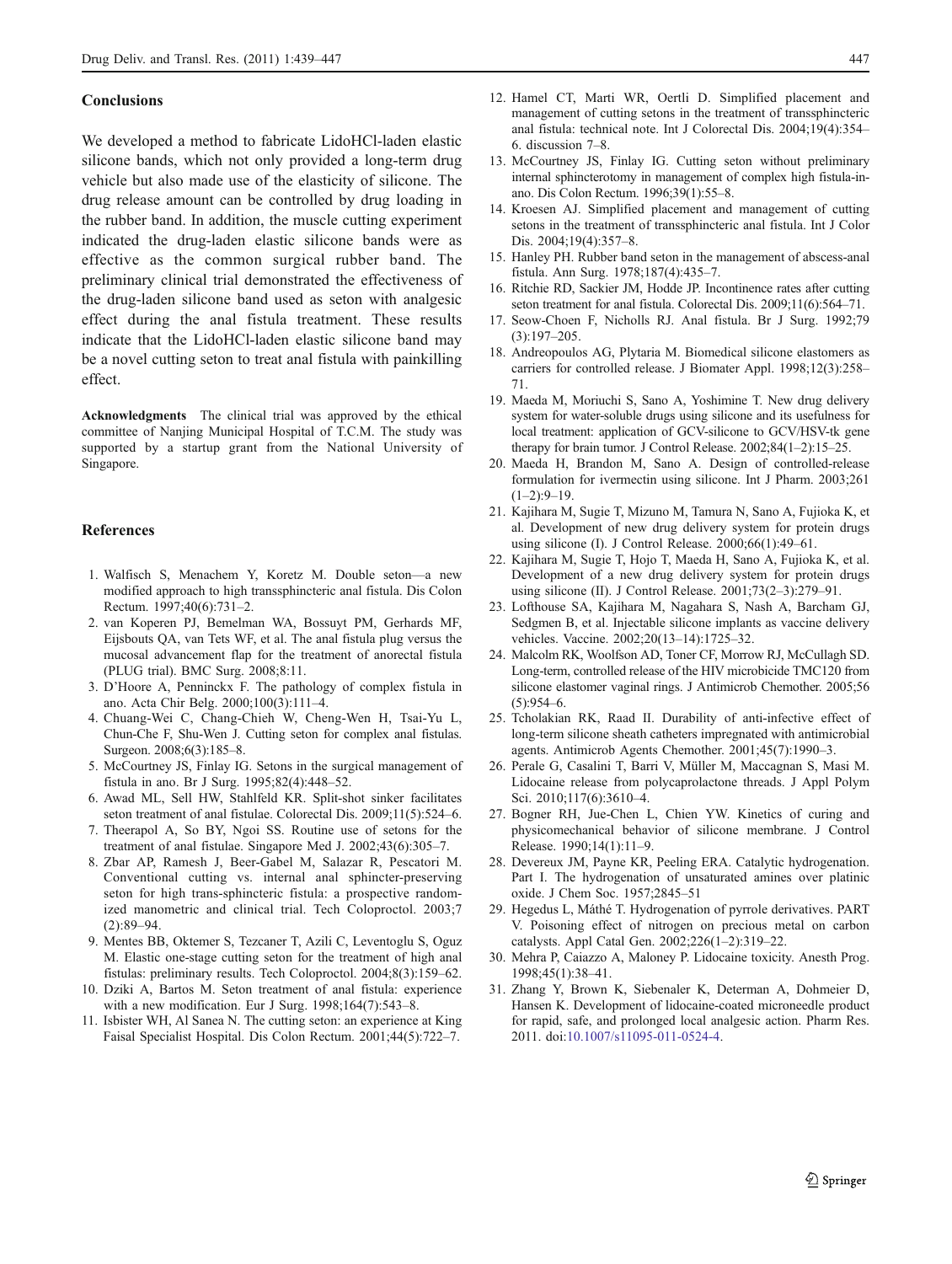## Conclusions

We developed a method to fabricate LidoHCl-laden elastic silicone bands, which not only provided a long-term drug vehicle but also made use of the elasticity of silicone. The drug release amount can be controlled by drug loading in the rubber band. In addition, the muscle cutting experiment indicated the drug-laden elastic silicone bands were as effective as the common surgical rubber band. The preliminary clinical trial demonstrated the effectiveness of the drug-laden silicone band used as seton with analgesic effect during the anal fistula treatment. These results indicate that the LidoHCl-laden elastic silicone band may be a novel cutting seton to treat anal fistula with painkilling effect.

**Acknowledgments** The clinical trial was approved by the ethical committee of Nanjing Municipal Hospital of T.C.M. The study was supported by a startup grant from the National University of Singapore.

## References

1. Walfisch S, Menachem Y, Koretz M. Double seton—a new modified approach to high transsphincteric anal fistula. Dis Colon Rectum. 1997;40(6):731–2.
2. van Koperen PJ, Bemelman WA, Bossuyt PM, Gerhards MF, Eijsbouts QA, van Tets WF, et al. The anal fistula plug versus the mucosal advancement flap for the treatment of anorectal fistula (PLUG trial). BMC Surg. 2008;8:11.
3. D'Hoore A, Penninckx F. The pathology of complex fistula in ano. Acta Chir Belg. 2000;100(3):111–4.
4. Chuang-Wei C, Chang-Chieh W, Cheng-Wen H, Tsai-Yu L, Chun-Che F, Shu-Wen J. Cutting seton for complex anal fistulas. Surgeon. 2008;6(3):185–8.
5. McCourtney JS, Finlay IG. Setons in the surgical management of fistula in ano. Br J Surg. 1995;82(4):448–52.
6. Awad ML, Sell HW, Stahlfeld KR. Split-shot sinker facilitates seton treatment of anal fistulae. Colorectal Dis. 2009;11(5):524–6.
7. Theerapol A, So BY, Ngoi SS. Routine use of setons for the treatment of anal fistulae. Singapore Med J. 2002;43(6):305–7.
8. Zbar AP, Ramesh J, Beer-Gabel M, Salazar R, Pescatori M. Conventional cutting vs. internal anal sphincter-preserving seton for high trans-sphincteric fistula: a prospective randomized manometric and clinical trial. Tech Coloproctol. 2003;7(2):89–94.
9. Mentes BB, Oktemer S, Tezcaner T, Azili C, Leventoglu S, Oguz M. Elastic one-stage cutting seton for the treatment of high anal fistulas: preliminary results. Tech Coloproctol. 2004;8(3):159–62.
10. Dziki A, Bartos M. Seton treatment of anal fistula: experience with a new modification. Eur J Surg. 1998;164(7):543–8.
11. Isbister WH, Al Sanea N. The cutting seton: an experience at King Faisal Specialist Hospital. Dis Colon Rectum. 2001;44(5):722–7.
12. Hamel CT, Marti WR, Oertli D. Simplified placement and management of cutting setons in the treatment of transsphincteric anal fistula: technical note. Int J Colorectal Dis. 2004;19(4):354–6. discussion 7–8.
13. McCourtney JS, Finlay IG. Cutting seton without preliminary internal sphincterotomy in management of complex high fistula-in-ano. Dis Colon Rectum. 1996;39(1):55–8.
14. Kroesen AJ. Simplified placement and management of cutting setons in the treatment of transsphincteric anal fistula. Int J Color Dis. 2004;19(4):357–8.
15. Hanley PH. Rubber band seton in the management of abscess-anal fistula. Ann Surg. 1978;187(4):435–7.
16. Ritchie RD, Sackier JM, Hodde JP. Incontinence rates after cutting seton treatment for anal fistula. Colorectal Dis. 2009;11(6):564–71.
17. Seow-Choen F, Nicholls RJ. Anal fistula. Br J Surg. 1992;79(3):197–205.
18. Andreopoulos AG, Plytaria M. Biomedical silicone elastomers as carriers for controlled release. J Biomater Appl. 1998;12(3):258–71.
19. Maeda M, Moriuchi S, Sano A, Yoshimine T. New drug delivery system for water-soluble drugs using silicone and its usefulness for local treatment: application of GCV-silicone to GCV/HSV-tk gene therapy for brain tumor. J Control Release. 2002;84(1–2):15–25.
20. Maeda H, Brandon M, Sano A. Design of controlled-release formulation for ivermectin using silicone. Int J Pharm. 2003;261(1–2):9–19.
21. Kajihara M, Sugie T, Mizuno M, Tamura N, Sano A, Fujioka K, et al. Development of new drug delivery system for protein drugs using silicone (I). J Control Release. 2000;66(1):49–61.
22. Kajihara M, Sugie T, Hojo T, Maeda H, Sano A, Fujioka K, et al. Development of a new drug delivery system for protein drugs using silicone (II). J Control Release. 2001;73(2–3):279–91.
23. Lofthouse SA, Kajihara M, Nagahara S, Nash A, Barcham GJ, Sedgmen B, et al. Injectable silicone implants as vaccine delivery vehicles. Vaccine. 2002;20(13–14):1725–32.
24. Malcolm RK, Woolfson AD, Toner CF, Morrow RJ, McCullagh SD. Long-term, controlled release of the HIV microbicide TMC120 from silicone elastomer vaginal rings. J Antimicrob Chemother. 2005;56(5):954–6.
25. Tcholakian RK, Raad II. Durability of anti-infective effect of long-term silicone sheath catheters impregnated with antimicrobial agents. Antimicrob Agents Chemother. 2001;45(7):1990–3.
26. Perale G, Casalini T, Barri V, Müller M, Maccagnan S, Masi M. Lidocaine release from polycaprolactone threads. J Appl Polym Sci. 2010;117(6):3610–4.
27. Bogner RH, Jue-Chen L, Chien YW. Kinetics of curing and physicomechanical behavior of silicone membrane. J Control Release. 1990;14(1):11–9.
28. Devereux JM, Payne KR, Peeling ERA. Catalytic hydrogenation. Part I. The hydrogenation of unsaturated amines over platinic oxide. J Chem Soc. 1957;2845–51
29. Hegedus L, Máthé T. Hydrogenation of pyrrole derivatives. PART V. Poisoning effect of nitrogen on precious metal on carbon catalysts. Appl Catal Gen. 2002;226(1–2):319–22.
30. Mehra P, Caiazzo A, Maloney P. Lidocaine toxicity. Anesth Prog. 1998;45(1):38–41.
31. Zhang Y, Brown K, Siebenaler K, Determan A, Dohmeier D, Hansen K. Development of lidocaine-coated microneedle product for rapid, safe, and prolonged local analgesic action. Pharm Res. 2011. doi:10.1007/s11095-011-0524-4.